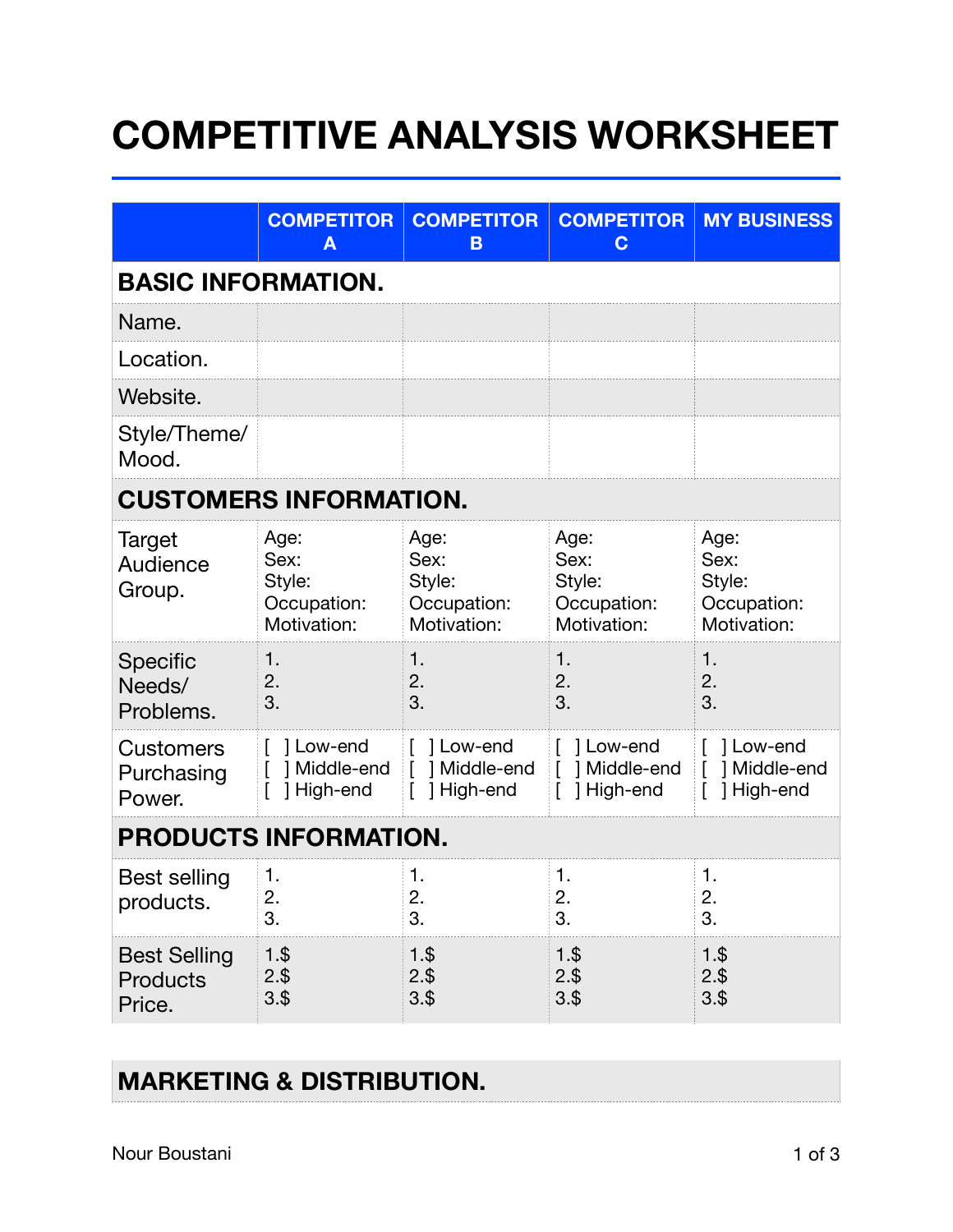# COMPETITIVE ANALYSIS WORKSHEET

| | COMPETITOR A | COMPETITOR B | COMPETITOR C | MY BUSINESS |
|---|---|---|---|---|
| **BASIC INFORMATION.** | | | | |
| Name. | | | | |
| Location. | | | | |
| Website. | | | | |
| Style/Theme/ Mood. | | | | |
| **CUSTOMERS INFORMATION.** | | | | |
| Target Audience Group. | Age:<br>Sex:<br>Style:<br>Occupation:<br>Motivation: | Age:<br>Sex:<br>Style:<br>Occupation:<br>Motivation: | Age:<br>Sex:<br>Style:<br>Occupation:<br>Motivation: | Age:<br>Sex:<br>Style:<br>Occupation:<br>Motivation: |
| Specific Needs/ Problems. | 1.<br>2.<br>3. | 1.<br>2.<br>3. | 1.<br>2.<br>3. | 1.<br>2.<br>3. |
| Customers Purchasing Power. | [ ] Low-end<br>[ ] Middle-end<br>[ ] High-end | [ ] Low-end<br>[ ] Middle-end<br>[ ] High-end | [ ] Low-end<br>[ ] Middle-end<br>[ ] High-end | [ ] Low-end<br>[ ] Middle-end<br>[ ] High-end |
| **PRODUCTS INFORMATION.** | | | | |
| Best selling products. | 1.<br>2.<br>3. | 1.<br>2.<br>3. | 1.<br>2.<br>3. | 1.<br>2.<br>3. |
| Best Selling Products Price. | 1.$<br>2.$<br>3.$ | 1.$<br>2.$<br>3.$ | 1.$<br>2.$<br>3.$ | 1.$<br>2.$<br>3.$ |

| **MARKETING & DISTRIBUTION.** | | | | |
|---|---|---|---|---|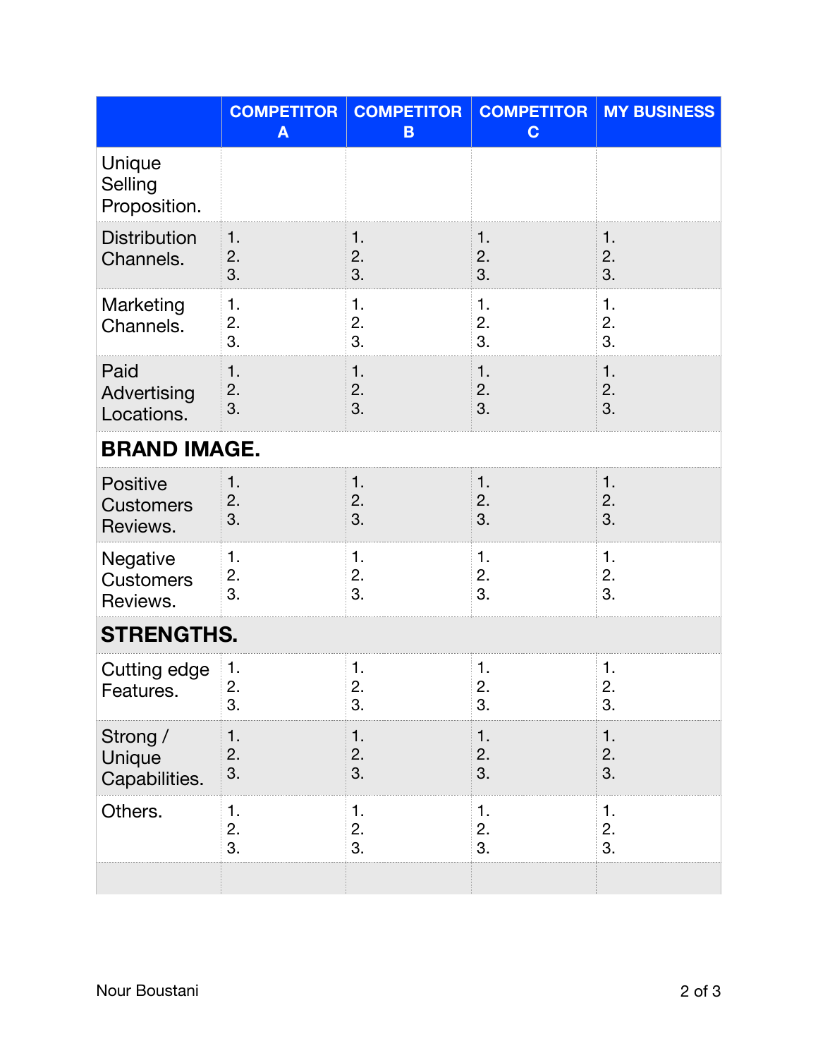| | COMPETITOR A | COMPETITOR B | COMPETITOR C | MY BUSINESS |
|---|---|---|---|---|
| Unique Selling Proposition. | | | | |
| Distribution Channels. | 1.<br>2.<br>3. | 1.<br>2.<br>3. | 1.<br>2.<br>3. | 1.<br>2.<br>3. |
| Marketing Channels. | 1.<br>2.<br>3. | 1.<br>2.<br>3. | 1.<br>2.<br>3. | 1.<br>2.<br>3. |
| Paid Advertising Locations. | 1.<br>2.<br>3. | 1.<br>2.<br>3. | 1.<br>2.<br>3. | 1.<br>2.<br>3. |
| **BRAND IMAGE.** | | | | |
| Positive Customers Reviews. | 1.<br>2.<br>3. | 1.<br>2.<br>3. | 1.<br>2.<br>3. | 1.<br>2.<br>3. |
| Negative Customers Reviews. | 1.<br>2.<br>3. | 1.<br>2.<br>3. | 1.<br>2.<br>3. | 1.<br>2.<br>3. |
| **STRENGTHS.** | | | | |
| Cutting edge Features. | 1.<br>2.<br>3. | 1.<br>2.<br>3. | 1.<br>2.<br>3. | 1.<br>2.<br>3. |
| Strong / Unique Capabilities. | 1.<br>2.<br>3. | 1.<br>2.<br>3. | 1.<br>2.<br>3. | 1.<br>2.<br>3. |
| Others. | 1.<br>2.<br>3. | 1.<br>2.<br>3. | 1.<br>2.<br>3. | 1.<br>2.<br>3. |
| | | | | |

Nour Boustani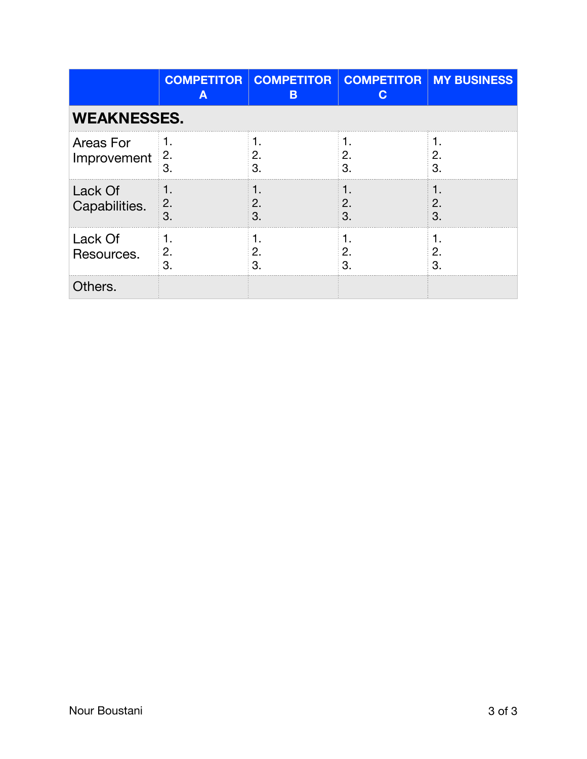| | COMPETITOR A | COMPETITOR B | COMPETITOR C | MY BUSINESS |
|---|---|---|---|---|
| **WEAKNESSES.** | | | | |
| Areas For Improvement | 1.<br>2.<br>3. | 1.<br>2.<br>3. | 1.<br>2.<br>3. | 1.<br>2.<br>3. |
| Lack Of Capabilities. | 1.<br>2.<br>3. | 1.<br>2.<br>3. | 1.<br>2.<br>3. | 1.<br>2.<br>3. |
| Lack Of Resources. | 1.<br>2.<br>3. | 1.<br>2.<br>3. | 1.<br>2.<br>3. | 1.<br>2.<br>3. |
| Others. | | | | |

Nour Boustani